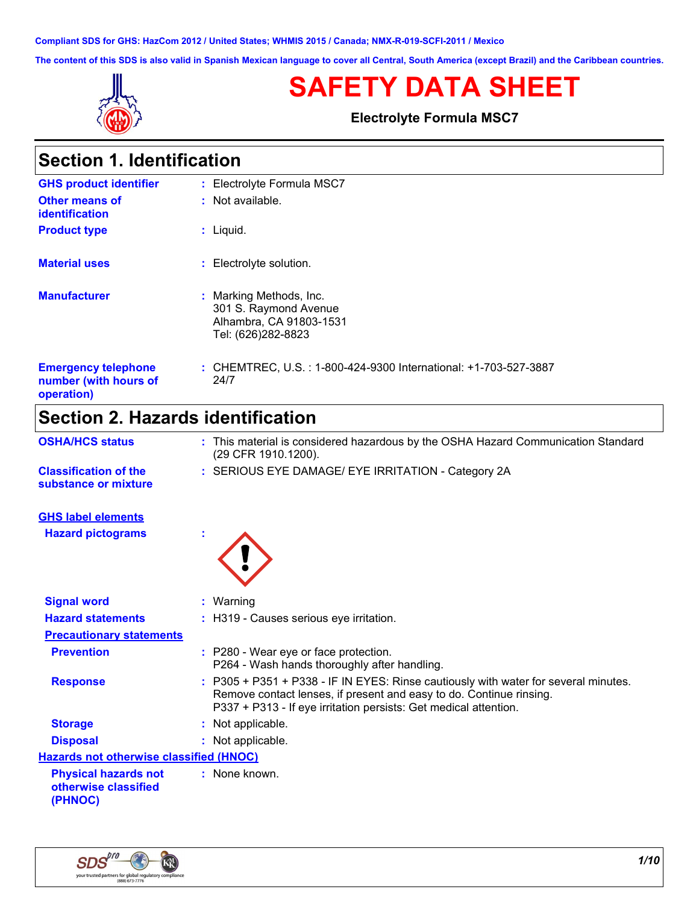Compliant SDS for GHS: HazCom 2012 / United States; WHMIS 2015 / Canada; NMX-R-019-SCFI-2011 / Mexico

The content of this SDS is also valid in Spanish Mexican language to cover all Central, South America (except Brazil) and the Caribbean countries.

# SAFETY DATA SHEET

**Electrolyte Formula MSC7**

## Section 1. Identification

| | |
|---|---|
| **GHS product identifier** | : Electrolyte Formula MSC7 |
| **Other means of identification** | : Not available. |
| **Product type** | : Liquid. |
| **Material uses** | : Electrolyte solution. |
| **Manufacturer** | : Marking Methods, Inc.<br>301 S. Raymond Avenue<br>Alhambra, CA 91803-1531<br>Tel: (626)282-8823 |
| **Emergency telephone number (with hours of operation)** | : CHEMTREC, U.S. : 1-800-424-9300 International: +1-703-527-3887 24/7 |

## Section 2. Hazards identification

| | |
|---|---|
| **OSHA/HCS status** | : This material is considered hazardous by the OSHA Hazard Communication Standard (29 CFR 1910.1200). |
| **Classification of the substance or mixture** | : SERIOUS EYE DAMAGE/ EYE IRRITATION - Category 2A |

**GHS label elements**

| | |
|---|---|
| **Hazard pictograms** | : |
| **Signal word** | : Warning |
| **Hazard statements** | : H319 - Causes serious eye irritation. |

**Precautionary statements**

| | |
|---|---|
| **Prevention** | : P280 - Wear eye or face protection.<br>P264 - Wash hands thoroughly after handling. |
| **Response** | : P305 + P351 + P338 - IF IN EYES: Rinse cautiously with water for several minutes. Remove contact lenses, if present and easy to do. Continue rinsing.<br>P337 + P313 - If eye irritation persists: Get medical attention. |
| **Storage** | : Not applicable. |
| **Disposal** | : Not applicable. |

**Hazards not otherwise classified (HNOC)**

| | |
|---|---|
| **Physical hazards not otherwise classified (PHNOC)** | : None known. |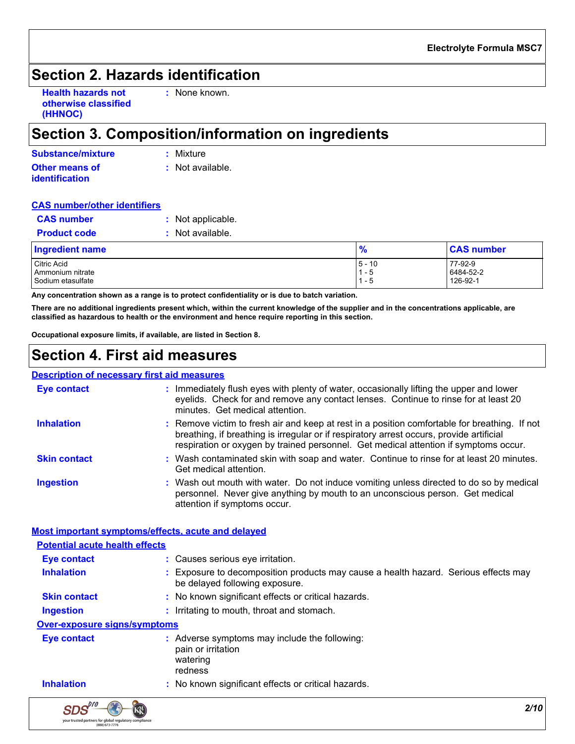## Section 2. Hazards identification

**Health hazards not otherwise classified (HHNOC)** : None known.

## Section 3. Composition/information on ingredients

**Substance/mixture** : Mixture

**Other means of identification** : Not available.

**CAS number/other identifiers**

**CAS number** : Not applicable.

**Product code** : Not available.

| Ingredient name | % | CAS number |
|---|---|---|
| Citric Acid | 5 - 10 | 77-92-9 |
| Ammonium nitrate | 1 - 5 | 6484-52-2 |
| Sodium etasulfate | 1 - 5 | 126-92-1 |

**Any concentration shown as a range is to protect confidentiality or is due to batch variation.**

**There are no additional ingredients present which, within the current knowledge of the supplier and in the concentrations applicable, are classified as hazardous to health or the environment and hence require reporting in this section.**

**Occupational exposure limits, if available, are listed in Section 8.**

## Section 4. First aid measures

**Description of necessary first aid measures**

**Eye contact** : Immediately flush eyes with plenty of water, occasionally lifting the upper and lower eyelids. Check for and remove any contact lenses. Continue to rinse for at least 20 minutes. Get medical attention.

**Inhalation** : Remove victim to fresh air and keep at rest in a position comfortable for breathing. If not breathing, if breathing is irregular or if respiratory arrest occurs, provide artificial respiration or oxygen by trained personnel. Get medical attention if symptoms occur.

**Skin contact** : Wash contaminated skin with soap and water. Continue to rinse for at least 20 minutes. Get medical attention.

**Ingestion** : Wash out mouth with water. Do not induce vomiting unless directed to do so by medical personnel. Never give anything by mouth to an unconscious person. Get medical attention if symptoms occur.

**Most important symptoms/effects, acute and delayed**

**Potential acute health effects**

**Eye contact** : Causes serious eye irritation.

**Inhalation** : Exposure to decomposition products may cause a health hazard. Serious effects may be delayed following exposure.

**Skin contact** : No known significant effects or critical hazards.

**Ingestion** : Irritating to mouth, throat and stomach.

**Over-exposure signs/symptoms**

**Eye contact** : Adverse symptoms may include the following:
pain or irritation
watering
redness

**Inhalation** : No known significant effects or critical hazards.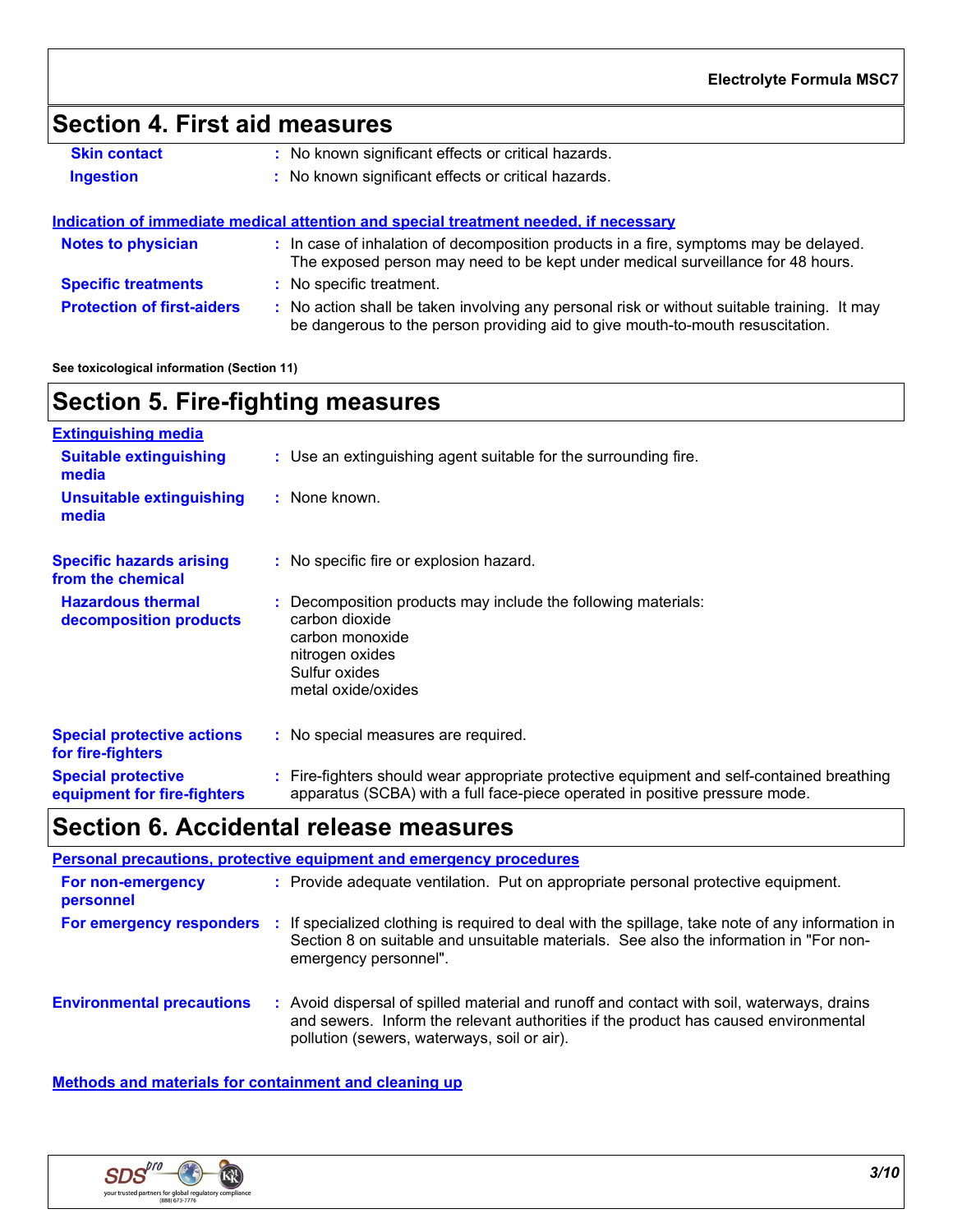## Section 4. First aid measures

**Skin contact** : No known significant effects or critical hazards.

**Ingestion** : No known significant effects or critical hazards.

### Indication of immediate medical attention and special treatment needed, if necessary

**Notes to physician** : In case of inhalation of decomposition products in a fire, symptoms may be delayed. The exposed person may need to be kept under medical surveillance for 48 hours.

**Specific treatments** : No specific treatment.

**Protection of first-aiders** : No action shall be taken involving any personal risk or without suitable training. It may be dangerous to the person providing aid to give mouth-to-mouth resuscitation.

**See toxicological information (Section 11)**

## Section 5. Fire-fighting measures

### Extinguishing media

**Suitable extinguishing media** : Use an extinguishing agent suitable for the surrounding fire.

**Unsuitable extinguishing media** : None known.

**Specific hazards arising from the chemical** : No specific fire or explosion hazard.

**Hazardous thermal decomposition products** : Decomposition products may include the following materials:
carbon dioxide
carbon monoxide
nitrogen oxides
Sulfur oxides
metal oxide/oxides

**Special protective actions for fire-fighters** : No special measures are required.

**Special protective equipment for fire-fighters** : Fire-fighters should wear appropriate protective equipment and self-contained breathing apparatus (SCBA) with a full face-piece operated in positive pressure mode.

## Section 6. Accidental release measures

### Personal precautions, protective equipment and emergency procedures

**For non-emergency personnel** : Provide adequate ventilation. Put on appropriate personal protective equipment.

**For emergency responders** : If specialized clothing is required to deal with the spillage, take note of any information in Section 8 on suitable and unsuitable materials. See also the information in "For non-emergency personnel".

**Environmental precautions** : Avoid dispersal of spilled material and runoff and contact with soil, waterways, drains and sewers. Inform the relevant authorities if the product has caused environmental pollution (sewers, waterways, soil or air).

### Methods and materials for containment and cleaning up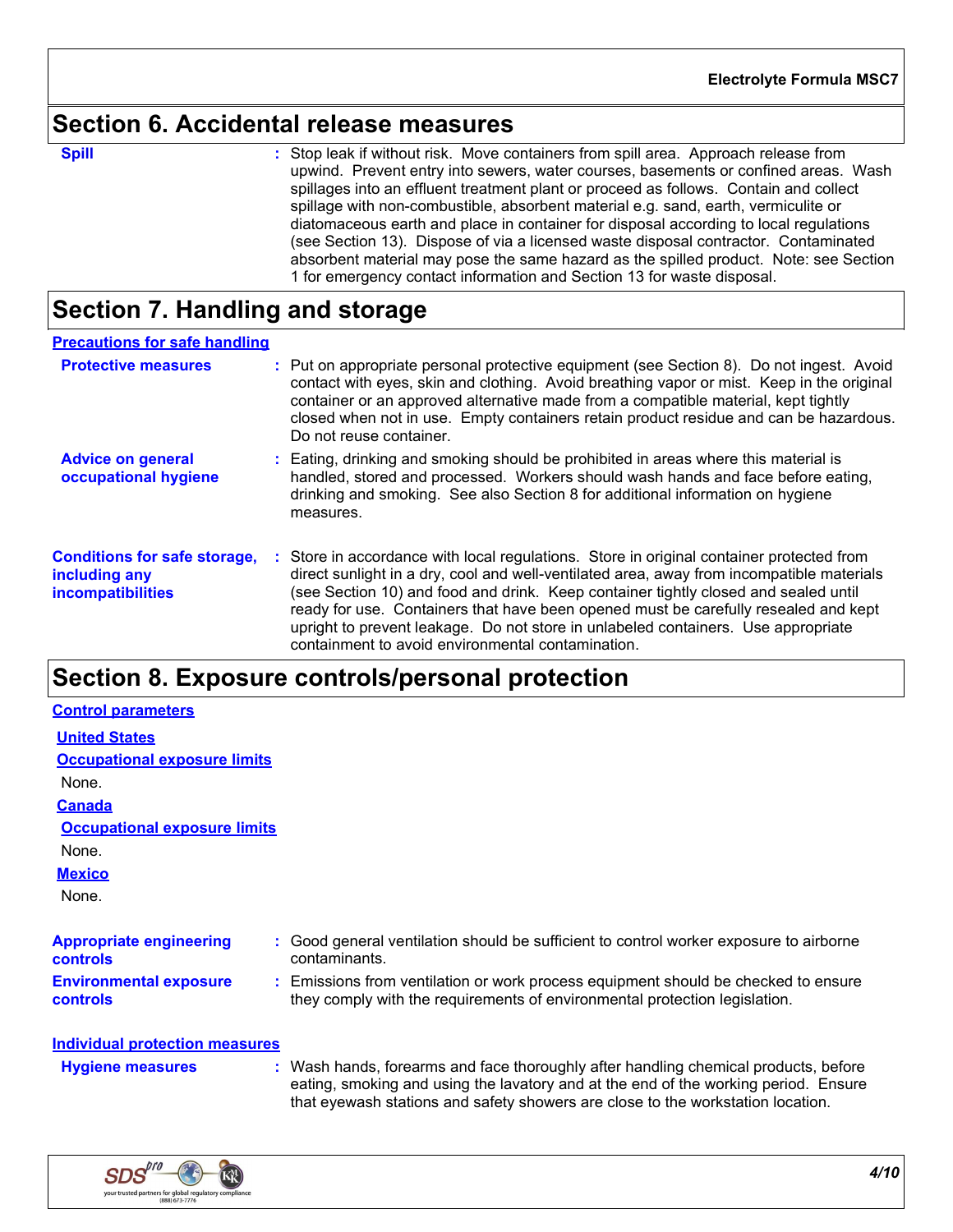## Section 6. Accidental release measures

**Spill** : Stop leak if without risk. Move containers from spill area. Approach release from upwind. Prevent entry into sewers, water courses, basements or confined areas. Wash spillages into an effluent treatment plant or proceed as follows. Contain and collect spillage with non-combustible, absorbent material e.g. sand, earth, vermiculite or diatomaceous earth and place in container for disposal according to local regulations (see Section 13). Dispose of via a licensed waste disposal contractor. Contaminated absorbent material may pose the same hazard as the spilled product. Note: see Section 1 for emergency contact information and Section 13 for waste disposal.

## Section 7. Handling and storage

### Precautions for safe handling

**Protective measures** : Put on appropriate personal protective equipment (see Section 8). Do not ingest. Avoid contact with eyes, skin and clothing. Avoid breathing vapor or mist. Keep in the original container or an approved alternative made from a compatible material, kept tightly closed when not in use. Empty containers retain product residue and can be hazardous. Do not reuse container.

**Advice on general occupational hygiene** : Eating, drinking and smoking should be prohibited in areas where this material is handled, stored and processed. Workers should wash hands and face before eating, drinking and smoking. See also Section 8 for additional information on hygiene measures.

**Conditions for safe storage, including any incompatibilities** : Store in accordance with local regulations. Store in original container protected from direct sunlight in a dry, cool and well-ventilated area, away from incompatible materials (see Section 10) and food and drink. Keep container tightly closed and sealed until ready for use. Containers that have been opened must be carefully resealed and kept upright to prevent leakage. Do not store in unlabeled containers. Use appropriate containment to avoid environmental contamination.

## Section 8. Exposure controls/personal protection

### Control parameters

**United States**

**Occupational exposure limits**

None.

**Canada**

**Occupational exposure limits**

None.

**Mexico**

None.

**Appropriate engineering controls** : Good general ventilation should be sufficient to control worker exposure to airborne contaminants.

**Environmental exposure controls** : Emissions from ventilation or work process equipment should be checked to ensure they comply with the requirements of environmental protection legislation.

### Individual protection measures

**Hygiene measures** : Wash hands, forearms and face thoroughly after handling chemical products, before eating, smoking and using the lavatory and at the end of the working period. Ensure that eyewash stations and safety showers are close to the workstation location.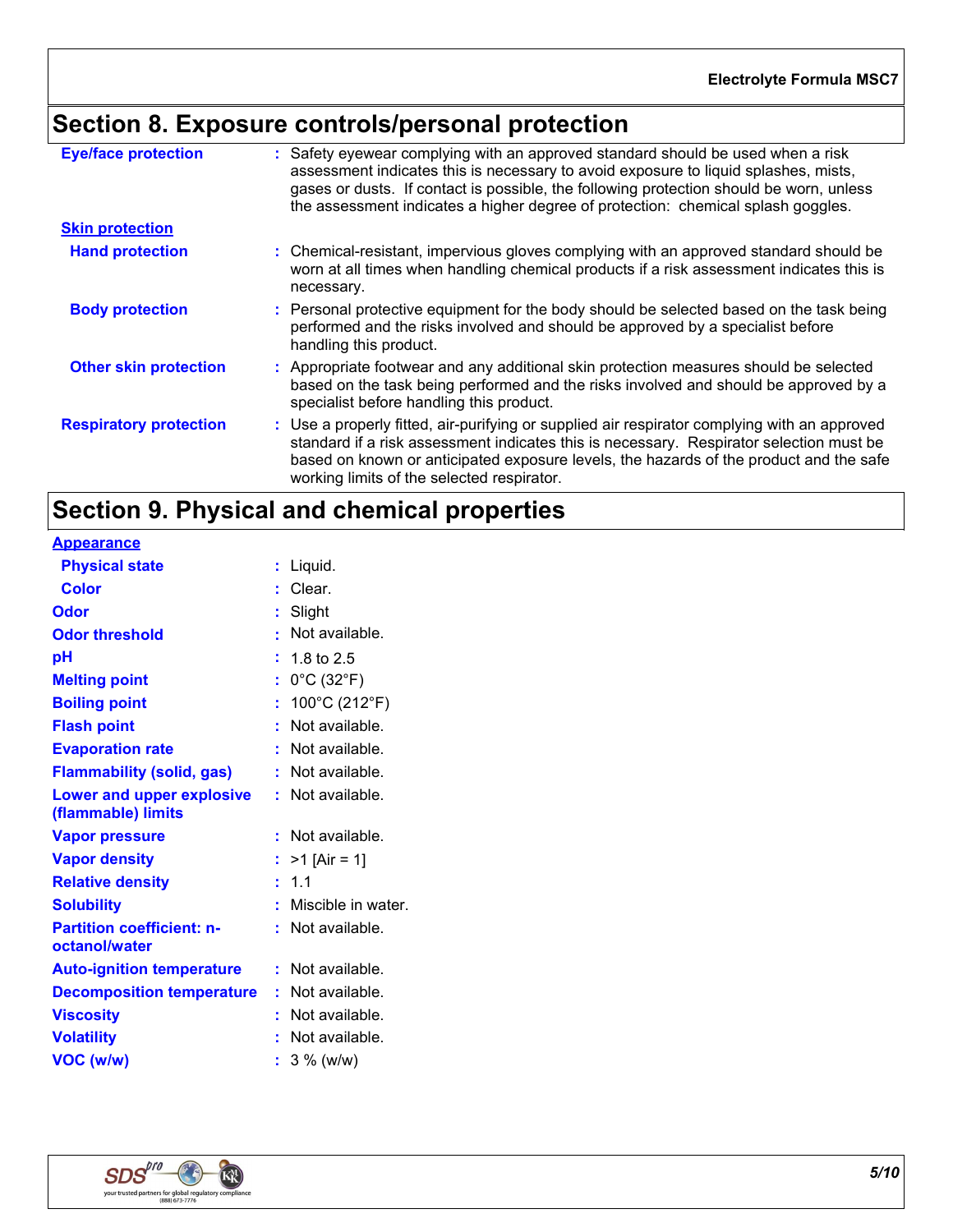## Section 8. Exposure controls/personal protection

**Eye/face protection** : Safety eyewear complying with an approved standard should be used when a risk assessment indicates this is necessary to avoid exposure to liquid splashes, mists, gases or dusts. If contact is possible, the following protection should be worn, unless the assessment indicates a higher degree of protection: chemical splash goggles.

**Skin protection**

**Hand protection** : Chemical-resistant, impervious gloves complying with an approved standard should be worn at all times when handling chemical products if a risk assessment indicates this is necessary.

**Body protection** : Personal protective equipment for the body should be selected based on the task being performed and the risks involved and should be approved by a specialist before handling this product.

**Other skin protection** : Appropriate footwear and any additional skin protection measures should be selected based on the task being performed and the risks involved and should be approved by a specialist before handling this product.

**Respiratory protection** : Use a properly fitted, air-purifying or supplied air respirator complying with an approved standard if a risk assessment indicates this is necessary. Respirator selection must be based on known or anticipated exposure levels, the hazards of the product and the safe working limits of the selected respirator.

## Section 9. Physical and chemical properties

**Appearance**

| Property | Value |
|---|---|
| Physical state | Liquid. |
| Color | Clear. |
| Odor | Slight |
| Odor threshold | Not available. |
| pH | 1.8 to 2.5 |
| Melting point | 0°C (32°F) |
| Boiling point | 100°C (212°F) |
| Flash point | Not available. |
| Evaporation rate | Not available. |
| Flammability (solid, gas) | Not available. |
| Lower and upper explosive (flammable) limits | Not available. |
| Vapor pressure | Not available. |
| Vapor density | >1 [Air = 1] |
| Relative density | 1.1 |
| Solubility | Miscible in water. |
| Partition coefficient: n-octanol/water | Not available. |
| Auto-ignition temperature | Not available. |
| Decomposition temperature | Not available. |
| Viscosity | Not available. |
| Volatility | Not available. |
| VOC (w/w) | 3 % (w/w) |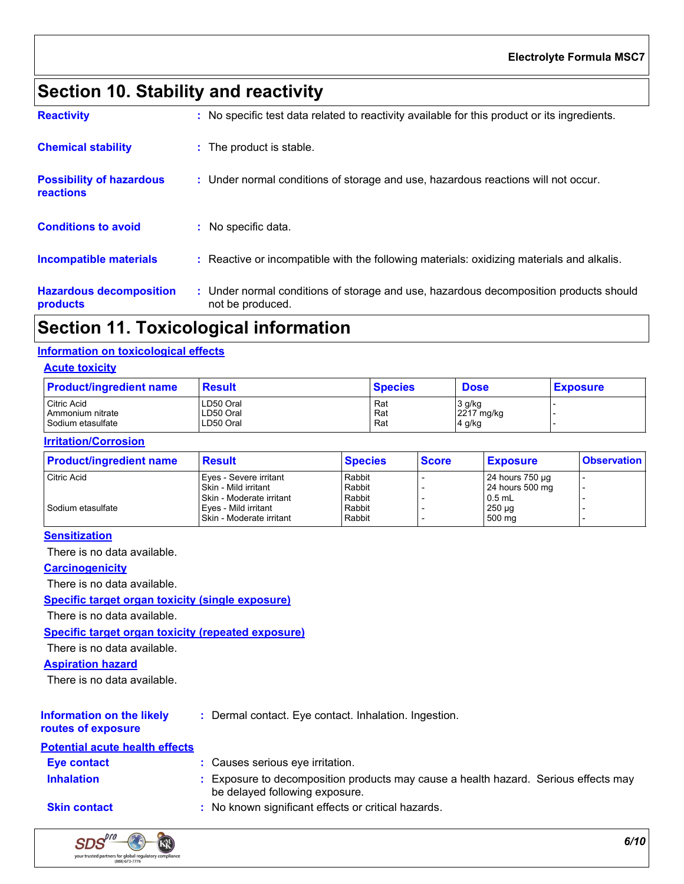# Section 10. Stability and reactivity

**Reactivity** : No specific test data related to reactivity available for this product or its ingredients.

**Chemical stability** : The product is stable.

**Possibility of hazardous reactions** : Under normal conditions of storage and use, hazardous reactions will not occur.

**Conditions to avoid** : No specific data.

**Incompatible materials** : Reactive or incompatible with the following materials: oxidizing materials and alkalis.

**Hazardous decomposition products** : Under normal conditions of storage and use, hazardous decomposition products should not be produced.

# Section 11. Toxicological information

## Information on toxicological effects

### Acute toxicity

| Product/ingredient name | Result | Species | Dose | Exposure |
|---|---|---|---|---|
| Citric Acid | LD50 Oral | Rat | 3 g/kg | - |
| Ammonium nitrate | LD50 Oral | Rat | 2217 mg/kg | - |
| Sodium etasulfate | LD50 Oral | Rat | 4 g/kg | - |

### Irritation/Corrosion

| Product/ingredient name | Result | Species | Score | Exposure | Observation |
|---|---|---|---|---|---|
| Citric Acid | Eyes - Severe irritant | Rabbit | - | 24 hours 750 µg | - |
| | Skin - Mild irritant | Rabbit | - | 24 hours 500 mg | - |
| | Skin - Moderate irritant | Rabbit | - | 0.5 mL | - |
| Sodium etasulfate | Eyes - Mild irritant | Rabbit | - | 250 µg | - |
| | Skin - Moderate irritant | Rabbit | - | 500 mg | - |

### Sensitization

There is no data available.

### Carcinogenicity

There is no data available.

### Specific target organ toxicity (single exposure)

There is no data available.

### Specific target organ toxicity (repeated exposure)

There is no data available.

### Aspiration hazard

There is no data available.

**Information on the likely routes of exposure** : Dermal contact. Eye contact. Inhalation. Ingestion.

## Potential acute health effects

**Eye contact** : Causes serious eye irritation.

**Inhalation** : Exposure to decomposition products may cause a health hazard. Serious effects may be delayed following exposure.

**Skin contact** : No known significant effects or critical hazards.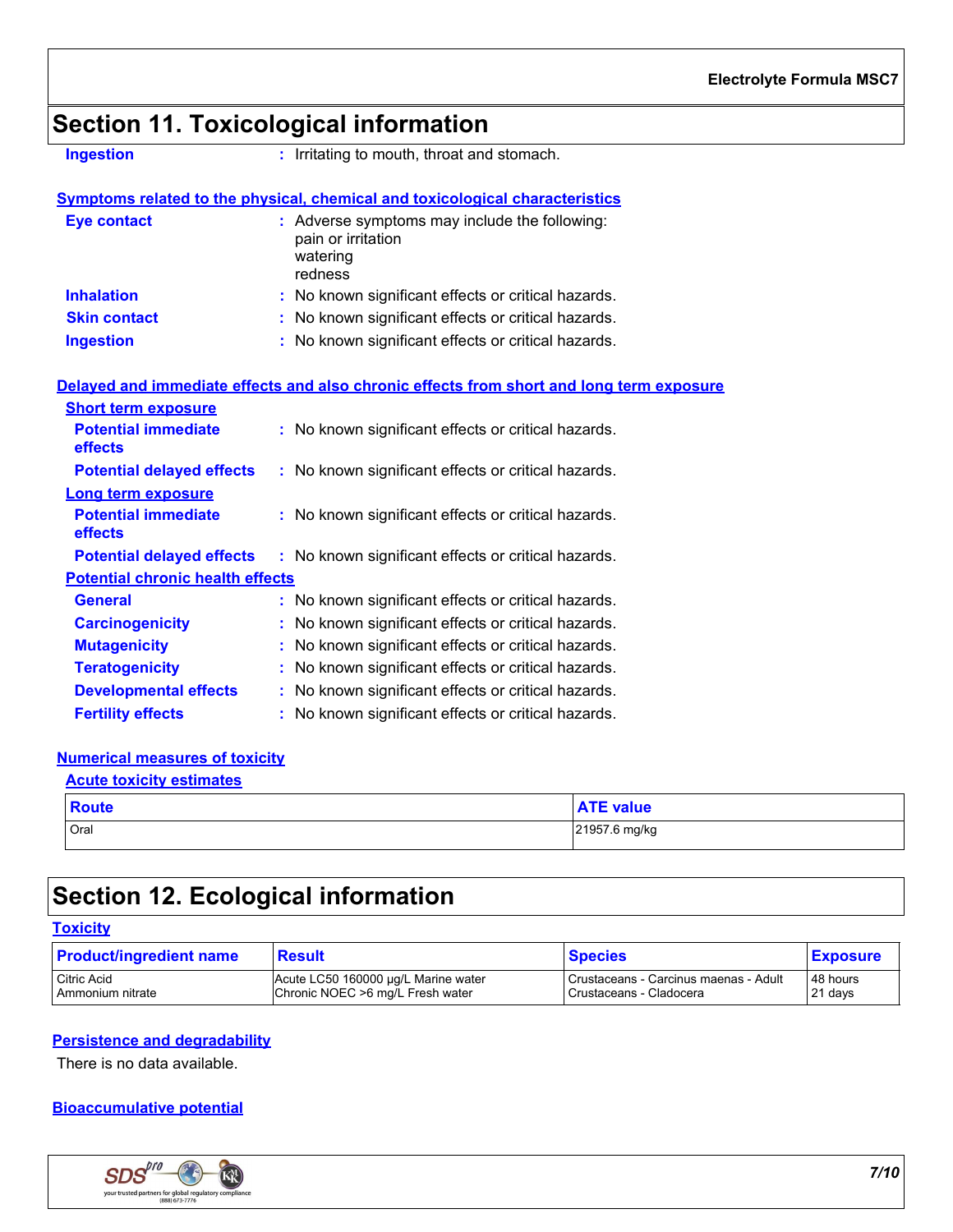## Section 11. Toxicological information

**Ingestion** : Irritating to mouth, throat and stomach.

### Symptoms related to the physical, chemical and toxicological characteristics

**Eye contact** : Adverse symptoms may include the following:
pain or irritation
watering
redness

**Inhalation** : No known significant effects or critical hazards.

**Skin contact** : No known significant effects or critical hazards.

**Ingestion** : No known significant effects or critical hazards.

### Delayed and immediate effects and also chronic effects from short and long term exposure

**Short term exposure**

**Potential immediate effects** : No known significant effects or critical hazards.

**Potential delayed effects** : No known significant effects or critical hazards.

**Long term exposure**

**Potential immediate effects** : No known significant effects or critical hazards.

**Potential delayed effects** : No known significant effects or critical hazards.

**Potential chronic health effects**

**General** : No known significant effects or critical hazards.

**Carcinogenicity** : No known significant effects or critical hazards.

**Mutagenicity** : No known significant effects or critical hazards.

**Teratogenicity** : No known significant effects or critical hazards.

**Developmental effects** : No known significant effects or critical hazards.

**Fertility effects** : No known significant effects or critical hazards.

### Numerical measures of toxicity

**Acute toxicity estimates**

| Route | ATE value |
|---|---|
| Oral | 21957.6 mg/kg |

## Section 12. Ecological information

### Toxicity

| Product/ingredient name | Result | Species | Exposure |
|---|---|---|---|
| Citric Acid | Acute LC50 160000 µg/L Marine water | Crustaceans - Carcinus maenas - Adult | 48 hours |
| Ammonium nitrate | Chronic NOEC >6 mg/L Fresh water | Crustaceans - Cladocera | 21 days |

### Persistence and degradability

There is no data available.

### Bioaccumulative potential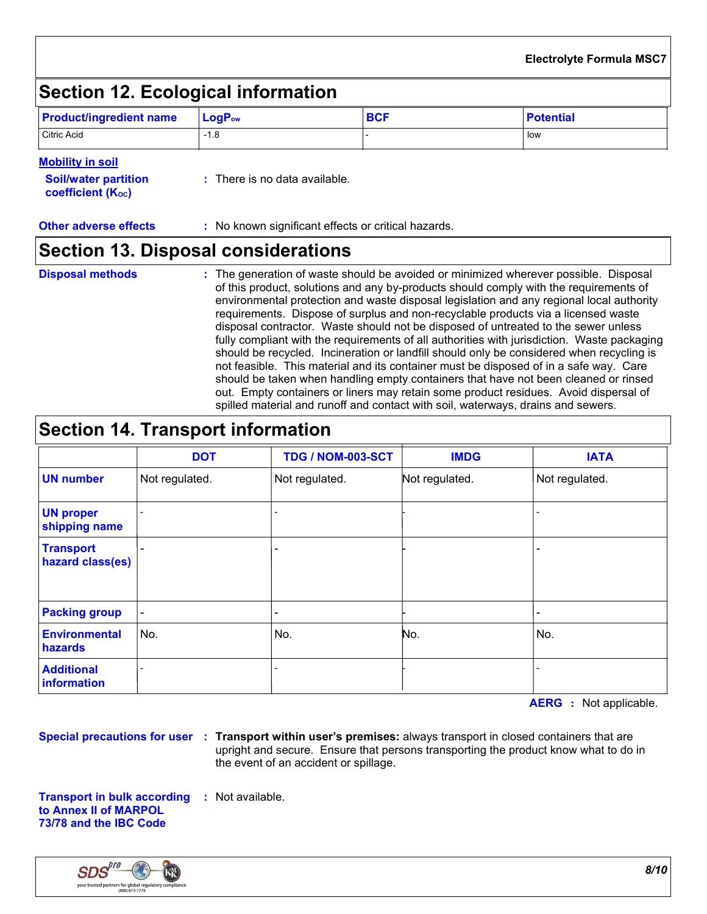## Section 12. Ecological information

| Product/ingredient name | $LogP_{ow}$ | BCF | Potential |
|---|---|---|---|
| Citric Acid | -1.8 | - | low |

**Mobility in soil**

**Soil/water partition coefficient ($K_{OC}$)** : There is no data available.

**Other adverse effects** : No known significant effects or critical hazards.

## Section 13. Disposal considerations

**Disposal methods** : The generation of waste should be avoided or minimized wherever possible. Disposal of this product, solutions and any by-products should comply with the requirements of environmental protection and waste disposal legislation and any regional local authority requirements. Dispose of surplus and non-recyclable products via a licensed waste disposal contractor. Waste should not be disposed of untreated to the sewer unless fully compliant with the requirements of all authorities with jurisdiction. Waste packaging should be recycled. Incineration or landfill should only be considered when recycling is not feasible. This material and its container must be disposed of in a safe way. Care should be taken when handling empty containers that have not been cleaned or rinsed out. Empty containers or liners may retain some product residues. Avoid dispersal of spilled material and runoff and contact with soil, waterways, drains and sewers.

## Section 14. Transport information

| | DOT | TDG / NOM-003-SCT | IMDG | IATA |
|---|---|---|---|---|
| UN number | Not regulated. | Not regulated. | Not regulated. | Not regulated. |
| UN proper shipping name | - | - | - | - |
| Transport hazard class(es) | - | - | - | - |
| Packing group | - | - | - | - |
| Environmental hazards | No. | No. | No. | No. |
| Additional information | - | - | - | - |

**AERG** : Not applicable.

**Special precautions for user** : **Transport within user's premises:** always transport in closed containers that are upright and secure. Ensure that persons transporting the product know what to do in the event of an accident or spillage.

**Transport in bulk according to Annex II of MARPOL 73/78 and the IBC Code** : Not available.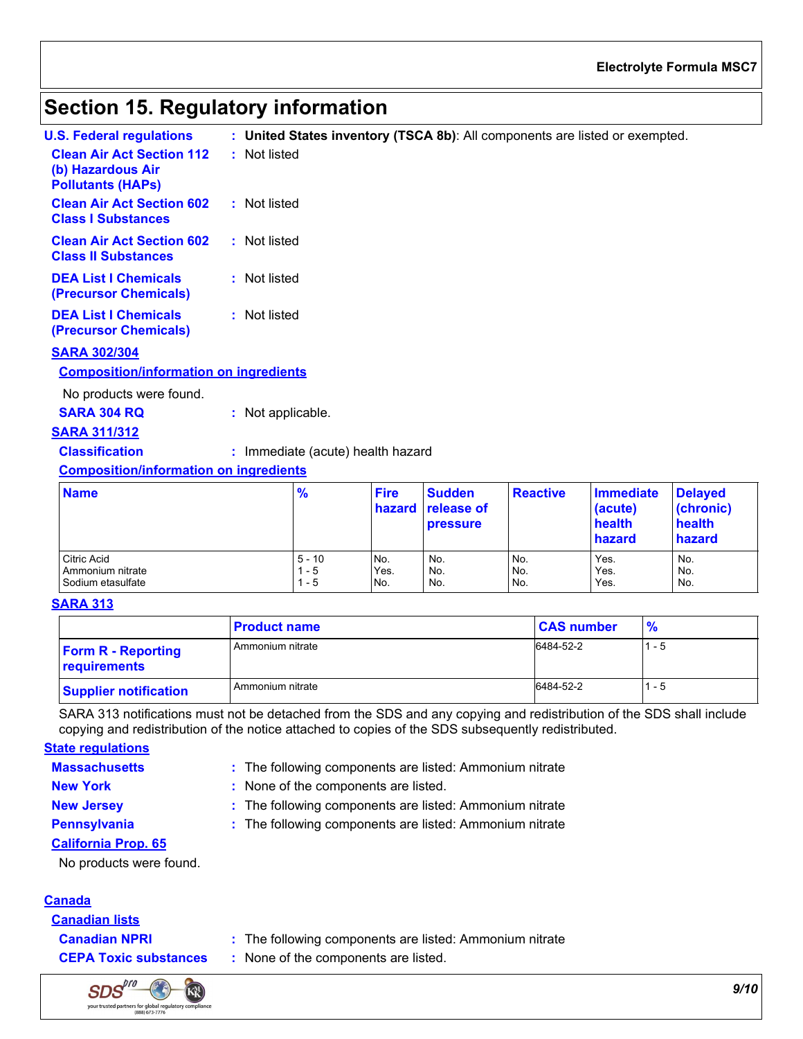## Section 15. Regulatory information

**U.S. Federal regulations** : **United States inventory (TSCA 8b)**: All components are listed or exempted.

**Clean Air Act Section 112 (b) Hazardous Air Pollutants (HAPs)** : Not listed

**Clean Air Act Section 602 Class I Substances** : Not listed

**Clean Air Act Section 602 Class II Substances** : Not listed

**DEA List I Chemicals (Precursor Chemicals)** : Not listed

**DEA List I Chemicals (Precursor Chemicals)** : Not listed

**SARA 302/304**

**Composition/information on ingredients**

No products were found.

**SARA 304 RQ** : Not applicable.

**SARA 311/312**

**Classification** : Immediate (acute) health hazard

**Composition/information on ingredients**

| Name | % | Fire hazard | Sudden release of pressure | Reactive | Immediate (acute) health hazard | Delayed (chronic) health hazard |
|---|---|---|---|---|---|---|
| Citric Acid | 5 - 10 | No. | No. | No. | Yes. | No. |
| Ammonium nitrate | 1 - 5 | Yes. | No. | No. | Yes. | No. |
| Sodium etasulfate | 1 - 5 | No. | No. | No. | Yes. | No. |

**SARA 313**

| | Product name | CAS number | % |
|---|---|---|---|
| **Form R - Reporting requirements** | Ammonium nitrate | 6484-52-2 | 1 - 5 |
| **Supplier notification** | Ammonium nitrate | 6484-52-2 | 1 - 5 |

SARA 313 notifications must not be detached from the SDS and any copying and redistribution of the SDS shall include copying and redistribution of the notice attached to copies of the SDS subsequently redistributed.

**State regulations**

**Massachusetts** : The following components are listed: Ammonium nitrate

**New York** : None of the components are listed.

**New Jersey** : The following components are listed: Ammonium nitrate

**Pennsylvania** : The following components are listed: Ammonium nitrate

**California Prop. 65**

No products were found.

**Canada**

**Canadian lists**

**Canadian NPRI** : The following components are listed: Ammonium nitrate

**CEPA Toxic substances** : None of the components are listed.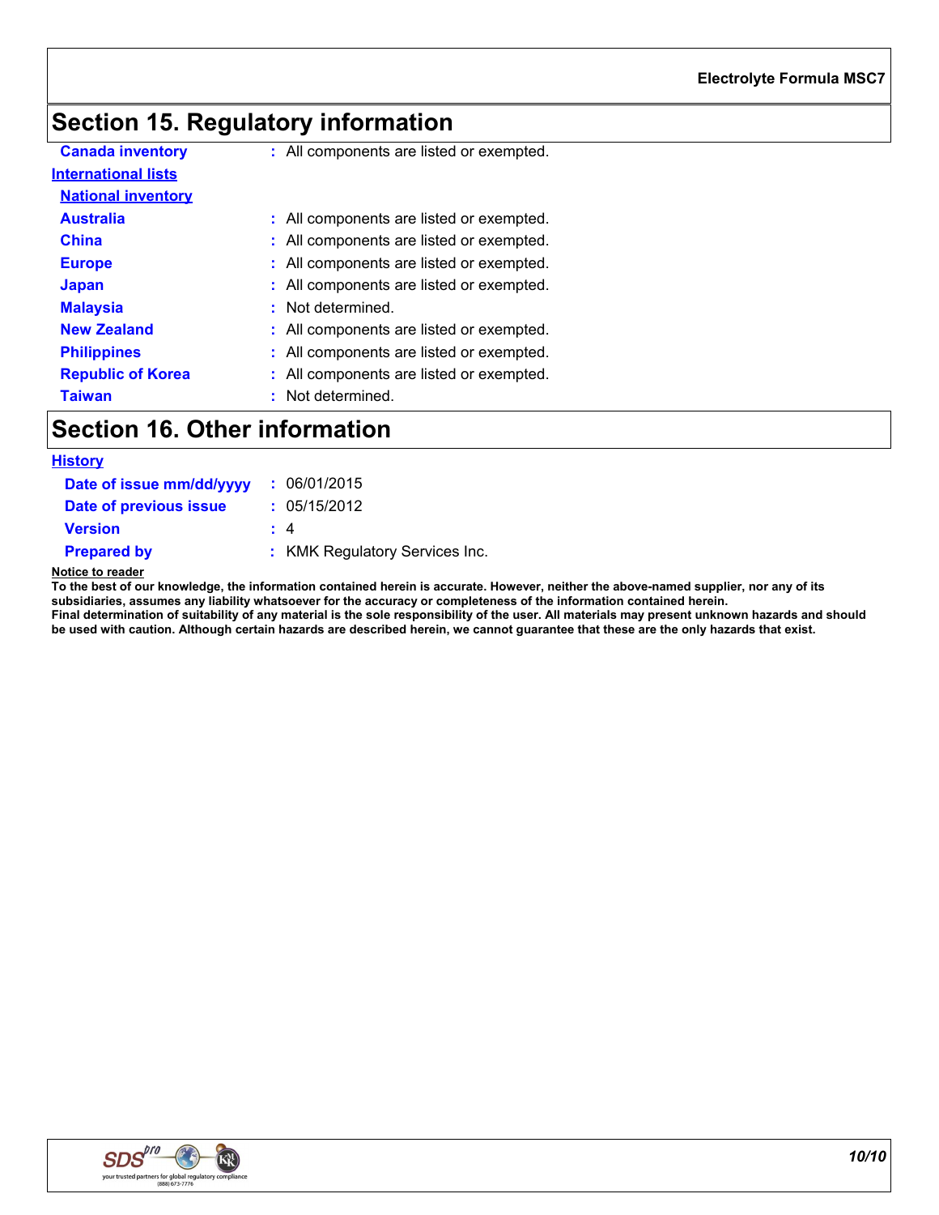## Section 15. Regulatory information

**Canada inventory** : All components are listed or exempted.

**International lists**

**National inventory**

| | |
|---|---|
| **Australia** | : All components are listed or exempted. |
| **China** | : All components are listed or exempted. |
| **Europe** | : All components are listed or exempted. |
| **Japan** | : All components are listed or exempted. |
| **Malaysia** | : Not determined. |
| **New Zealand** | : All components are listed or exempted. |
| **Philippines** | : All components are listed or exempted. |
| **Republic of Korea** | : All components are listed or exempted. |
| **Taiwan** | : Not determined. |

## Section 16. Other information

**History**

| | |
|---|---|
| **Date of issue mm/dd/yyyy** | : 06/01/2015 |
| **Date of previous issue** | : 05/15/2012 |
| **Version** | : 4 |
| **Prepared by** | : KMK Regulatory Services Inc. |

**Notice to reader**

**To the best of our knowledge, the information contained herein is accurate. However, neither the above-named supplier, nor any of its subsidiaries, assumes any liability whatsoever for the accuracy or completeness of the information contained herein.**
**Final determination of suitability of any material is the sole responsibility of the user. All materials may present unknown hazards and should be used with caution. Although certain hazards are described herein, we cannot guarantee that these are the only hazards that exist.**